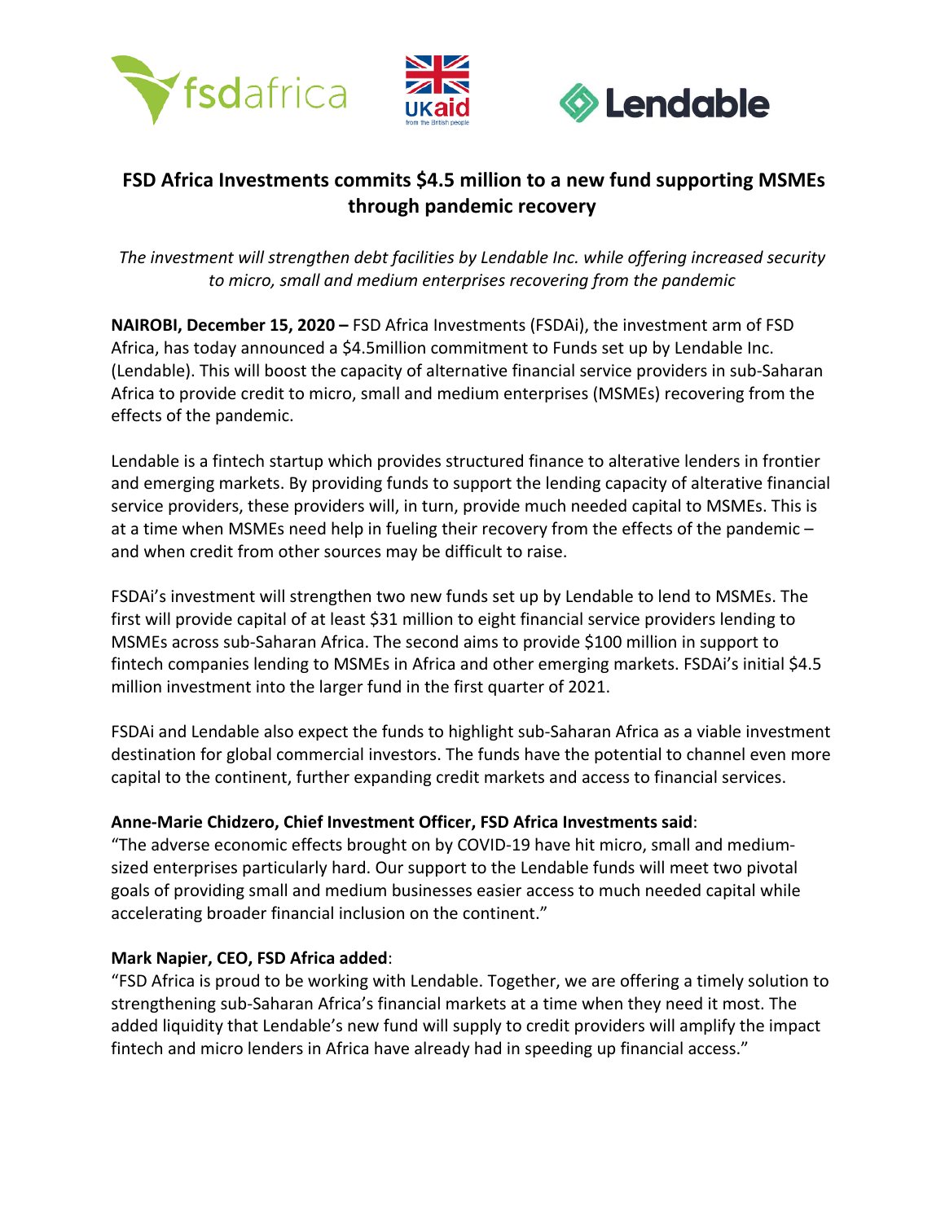# FSD Africa Investments commits $4.5 million to a new fund supporting MSMEs through pandemic recovery

*The investment will strengthen debt facilities by Lendable Inc. while offering increased security to micro, small and medium enterprises recovering from the pandemic*

**NAIROBI, December 15, 2020 –** FSD Africa Investments (FSDAi), the investment arm of FSD Africa, has today announced a $4.5million commitment to Funds set up by Lendable Inc. (Lendable). This will boost the capacity of alternative financial service providers in sub-Saharan Africa to provide credit to micro, small and medium enterprises (MSMEs) recovering from the effects of the pandemic.

Lendable is a fintech startup which provides structured finance to alterative lenders in frontier and emerging markets. By providing funds to support the lending capacity of alterative financial service providers, these providers will, in turn, provide much needed capital to MSMEs. This is at a time when MSMEs need help in fueling their recovery from the effects of the pandemic – and when credit from other sources may be difficult to raise.

FSDAi's investment will strengthen two new funds set up by Lendable to lend to MSMEs. The first will provide capital of at least $31 million to eight financial service providers lending to MSMEs across sub-Saharan Africa. The second aims to provide $100 million in support to fintech companies lending to MSMEs in Africa and other emerging markets. FSDAi's initial $4.5 million investment into the larger fund in the first quarter of 2021.

FSDAi and Lendable also expect the funds to highlight sub-Saharan Africa as a viable investment destination for global commercial investors. The funds have the potential to channel even more capital to the continent, further expanding credit markets and access to financial services.

**Anne-Marie Chidzero, Chief Investment Officer, FSD Africa Investments said**:
"The adverse economic effects brought on by COVID-19 have hit micro, small and medium-sized enterprises particularly hard. Our support to the Lendable funds will meet two pivotal goals of providing small and medium businesses easier access to much needed capital while accelerating broader financial inclusion on the continent."

**Mark Napier, CEO, FSD Africa added**:
"FSD Africa is proud to be working with Lendable. Together, we are offering a timely solution to strengthening sub-Saharan Africa's financial markets at a time when they need it most. The added liquidity that Lendable's new fund will supply to credit providers will amplify the impact fintech and micro lenders in Africa have already had in speeding up financial access."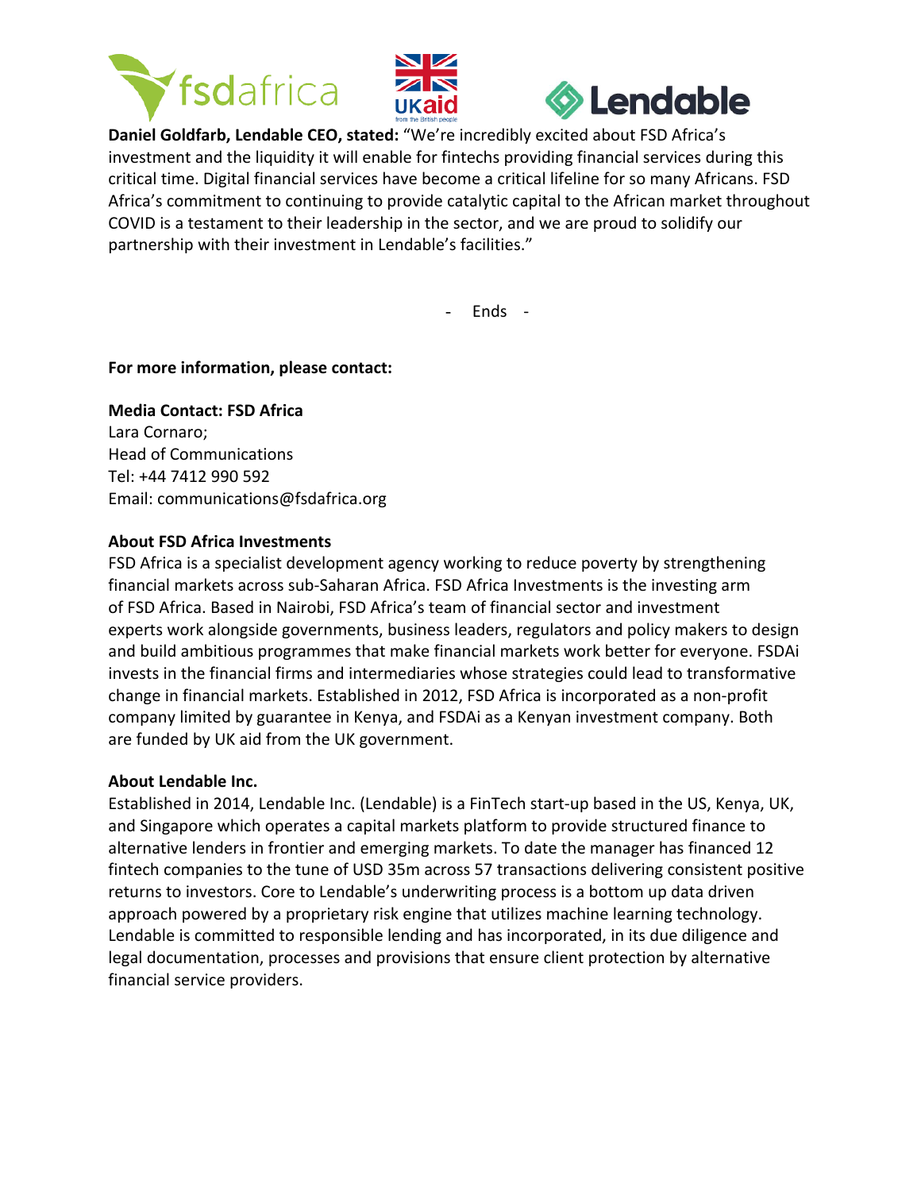**Daniel Goldfarb, Lendable CEO, stated:** "We're incredibly excited about FSD Africa's investment and the liquidity it will enable for fintechs providing financial services during this critical time. Digital financial services have become a critical lifeline for so many Africans. FSD Africa's commitment to continuing to provide catalytic capital to the African market throughout COVID is a testament to their leadership in the sector, and we are proud to solidify our partnership with their investment in Lendable's facilities."

\- Ends -

**For more information, please contact:**

**Media Contact: FSD Africa**
Lara Cornaro;
Head of Communications
Tel: +44 7412 990 592
Email: communications@fsdafrica.org

**About FSD Africa Investments**

FSD Africa is a specialist development agency working to reduce poverty by strengthening financial markets across sub-Saharan Africa. FSD Africa Investments is the investing arm of FSD Africa. Based in Nairobi, FSD Africa's team of financial sector and investment experts work alongside governments, business leaders, regulators and policy makers to design and build ambitious programmes that make financial markets work better for everyone. FSDAi invests in the financial firms and intermediaries whose strategies could lead to transformative change in financial markets. Established in 2012, FSD Africa is incorporated as a non-profit company limited by guarantee in Kenya, and FSDAi as a Kenyan investment company. Both are funded by UK aid from the UK government.

**About Lendable Inc.**

Established in 2014, Lendable Inc. (Lendable) is a FinTech start-up based in the US, Kenya, UK, and Singapore which operates a capital markets platform to provide structured finance to alternative lenders in frontier and emerging markets. To date the manager has financed 12 fintech companies to the tune of USD 35m across 57 transactions delivering consistent positive returns to investors. Core to Lendable's underwriting process is a bottom up data driven approach powered by a proprietary risk engine that utilizes machine learning technology. Lendable is committed to responsible lending and has incorporated, in its due diligence and legal documentation, processes and provisions that ensure client protection by alternative financial service providers.